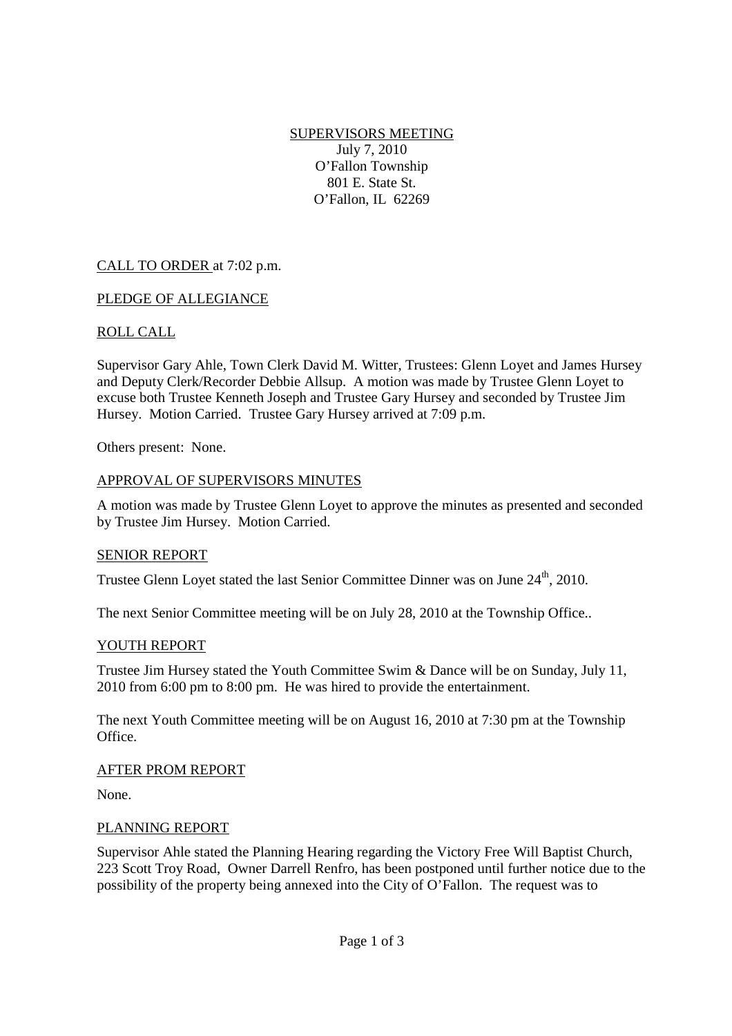SUPERVISORS MEETING
July 7, 2010
O'Fallon Township
801 E. State St.
O'Fallon, IL 62269

CALL TO ORDER at 7:02 p.m.

PLEDGE OF ALLEGIANCE

ROLL CALL

Supervisor Gary Ahle, Town Clerk David M. Witter, Trustees: Glenn Loyet and James Hursey and Deputy Clerk/Recorder Debbie Allsup. A motion was made by Trustee Glenn Loyet to excuse both Trustee Kenneth Joseph and Trustee Gary Hursey and seconded by Trustee Jim Hursey. Motion Carried. Trustee Gary Hursey arrived at 7:09 p.m.

Others present: None.

APPROVAL OF SUPERVISORS MINUTES

A motion was made by Trustee Glenn Loyet to approve the minutes as presented and seconded by Trustee Jim Hursey. Motion Carried.

SENIOR REPORT

Trustee Glenn Loyet stated the last Senior Committee Dinner was on June 24th, 2010.

The next Senior Committee meeting will be on July 28, 2010 at the Township Office..

YOUTH REPORT

Trustee Jim Hursey stated the Youth Committee Swim & Dance will be on Sunday, July 11, 2010 from 6:00 pm to 8:00 pm. He was hired to provide the entertainment.

The next Youth Committee meeting will be on August 16, 2010 at 7:30 pm at the Township Office.

AFTER PROM REPORT

None.

PLANNING REPORT

Supervisor Ahle stated the Planning Hearing regarding the Victory Free Will Baptist Church, 223 Scott Troy Road, Owner Darrell Renfro, has been postponed until further notice due to the possibility of the property being annexed into the City of O'Fallon. The request was to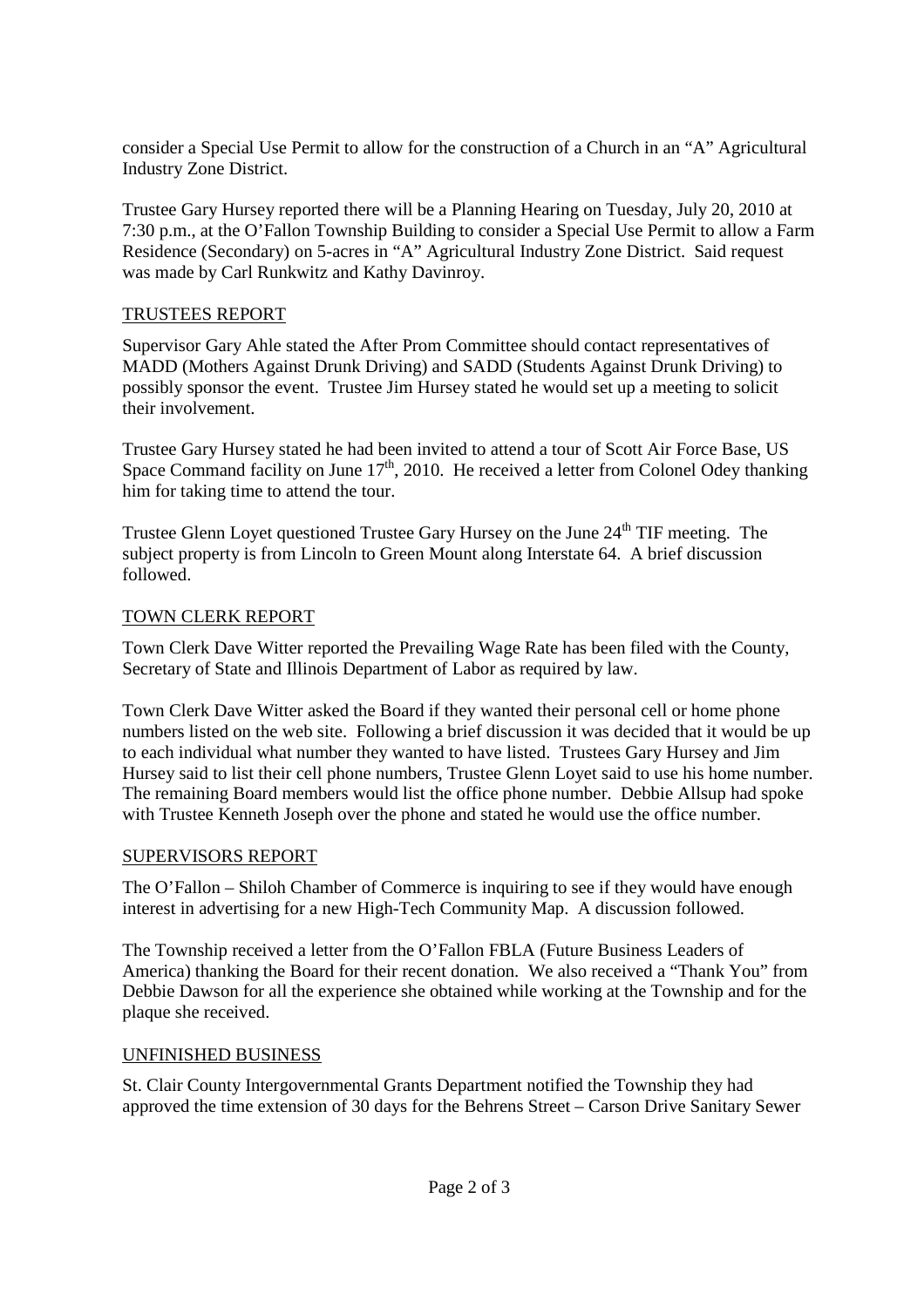consider a Special Use Permit to allow for the construction of a Church in an "A" Agricultural Industry Zone District.

Trustee Gary Hursey reported there will be a Planning Hearing on Tuesday, July 20, 2010 at 7:30 p.m., at the O'Fallon Township Building to consider a Special Use Permit to allow a Farm Residence (Secondary) on 5-acres in "A" Agricultural Industry Zone District. Said request was made by Carl Runkwitz and Kathy Davinroy.

## TRUSTEES REPORT

Supervisor Gary Ahle stated the After Prom Committee should contact representatives of MADD (Mothers Against Drunk Driving) and SADD (Students Against Drunk Driving) to possibly sponsor the event. Trustee Jim Hursey stated he would set up a meeting to solicit their involvement.

Trustee Gary Hursey stated he had been invited to attend a tour of Scott Air Force Base, US Space Command facility on June 17th, 2010. He received a letter from Colonel Odey thanking him for taking time to attend the tour.

Trustee Glenn Loyet questioned Trustee Gary Hursey on the June 24th TIF meeting. The subject property is from Lincoln to Green Mount along Interstate 64. A brief discussion followed.

## TOWN CLERK REPORT

Town Clerk Dave Witter reported the Prevailing Wage Rate has been filed with the County, Secretary of State and Illinois Department of Labor as required by law.

Town Clerk Dave Witter asked the Board if they wanted their personal cell or home phone numbers listed on the web site. Following a brief discussion it was decided that it would be up to each individual what number they wanted to have listed. Trustees Gary Hursey and Jim Hursey said to list their cell phone numbers, Trustee Glenn Loyet said to use his home number. The remaining Board members would list the office phone number. Debbie Allsup had spoke with Trustee Kenneth Joseph over the phone and stated he would use the office number.

## SUPERVISORS REPORT

The O'Fallon – Shiloh Chamber of Commerce is inquiring to see if they would have enough interest in advertising for a new High-Tech Community Map. A discussion followed.

The Township received a letter from the O'Fallon FBLA (Future Business Leaders of America) thanking the Board for their recent donation. We also received a "Thank You" from Debbie Dawson for all the experience she obtained while working at the Township and for the plaque she received.

## UNFINISHED BUSINESS

St. Clair County Intergovernmental Grants Department notified the Township they had approved the time extension of 30 days for the Behrens Street – Carson Drive Sanitary Sewer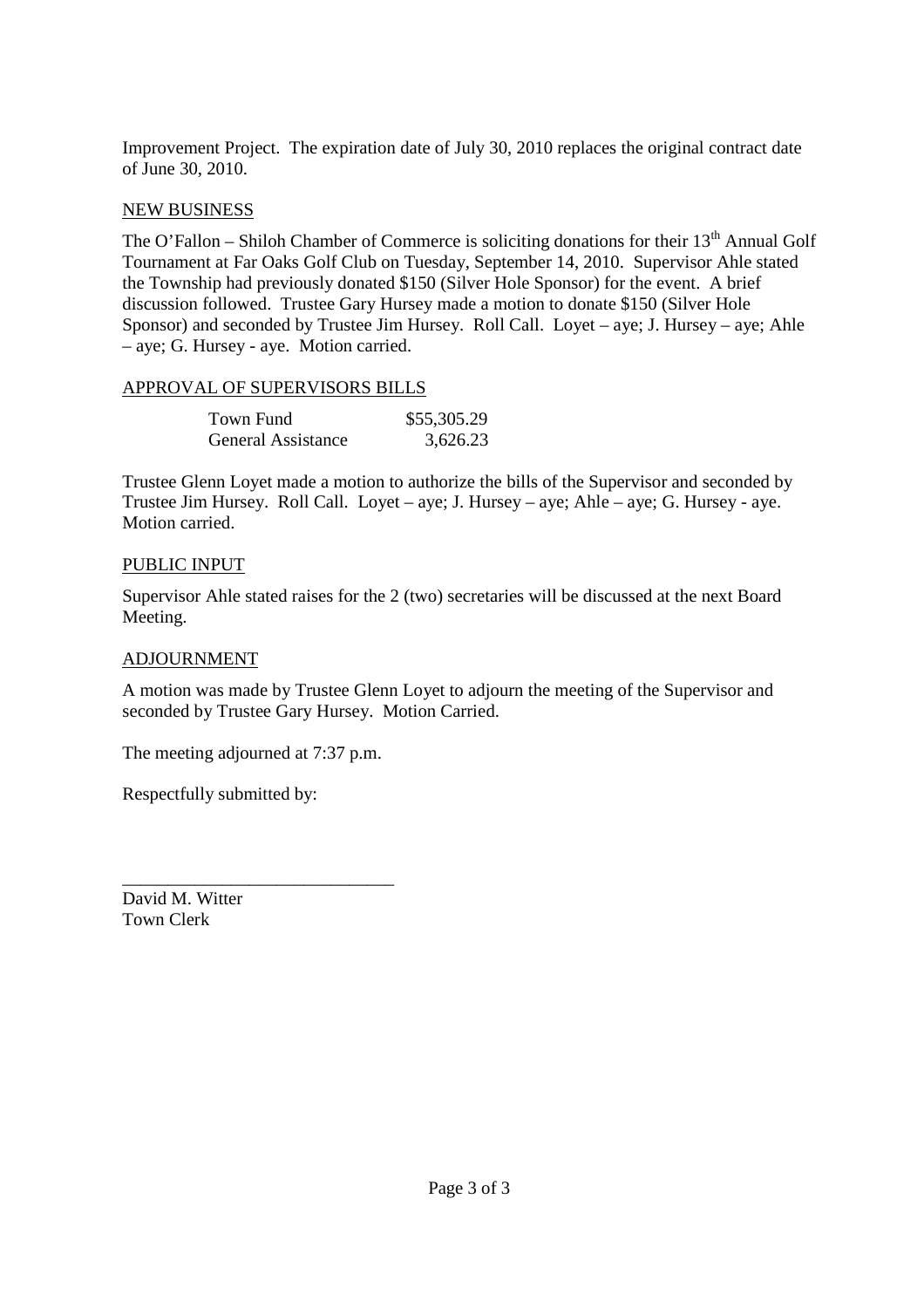Improvement Project. The expiration date of July 30, 2010 replaces the original contract date of June 30, 2010.

## NEW BUSINESS

The O'Fallon – Shiloh Chamber of Commerce is soliciting donations for their 13th Annual Golf Tournament at Far Oaks Golf Club on Tuesday, September 14, 2010. Supervisor Ahle stated the Township had previously donated $150 (Silver Hole Sponsor) for the event. A brief discussion followed. Trustee Gary Hursey made a motion to donate $150 (Silver Hole Sponsor) and seconded by Trustee Jim Hursey. Roll Call. Loyet – aye; J. Hursey – aye; Ahle – aye; G. Hursey - aye. Motion carried.

## APPROVAL OF SUPERVISORS BILLS

| | |
|---|---|
| Town Fund | $55,305.29 |
| General Assistance | 3,626.23 |

Trustee Glenn Loyet made a motion to authorize the bills of the Supervisor and seconded by Trustee Jim Hursey. Roll Call. Loyet – aye; J. Hursey – aye; Ahle – aye; G. Hursey - aye. Motion carried.

## PUBLIC INPUT

Supervisor Ahle stated raises for the 2 (two) secretaries will be discussed at the next Board Meeting.

## ADJOURNMENT

A motion was made by Trustee Glenn Loyet to adjourn the meeting of the Supervisor and seconded by Trustee Gary Hursey. Motion Carried.

The meeting adjourned at 7:37 p.m.

Respectfully submitted by:

\_\_\_\_\_\_\_\_\_\_\_\_\_\_\_\_\_\_\_\_\_\_\_\_\_\_\_\_\_\_

David M. Witter
Town Clerk